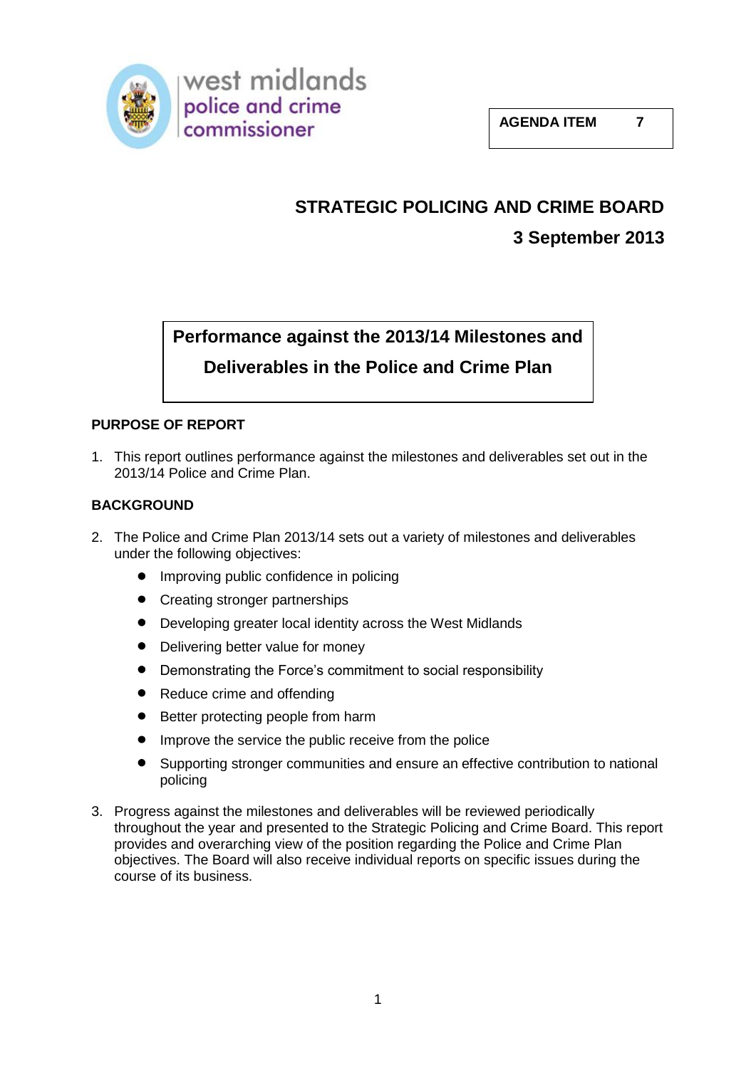west midlands
police and crime
commissioner

**AGENDA ITEM 7**

# STRATEGIC POLICING AND CRIME BOARD

## 3 September 2013

## Performance against the 2013/14 Milestones and Deliverables in the Police and Crime Plan

### PURPOSE OF REPORT

1. This report outlines performance against the milestones and deliverables set out in the 2013/14 Police and Crime Plan.

### BACKGROUND

2. The Police and Crime Plan 2013/14 sets out a variety of milestones and deliverables under the following objectives:
   - Improving public confidence in policing
   - Creating stronger partnerships
   - Developing greater local identity across the West Midlands
   - Delivering better value for money
   - Demonstrating the Force's commitment to social responsibility
   - Reduce crime and offending
   - Better protecting people from harm
   - Improve the service the public receive from the police
   - Supporting stronger communities and ensure an effective contribution to national policing

3. Progress against the milestones and deliverables will be reviewed periodically throughout the year and presented to the Strategic Policing and Crime Board. This report provides and overarching view of the position regarding the Police and Crime Plan objectives. The Board will also receive individual reports on specific issues during the course of its business.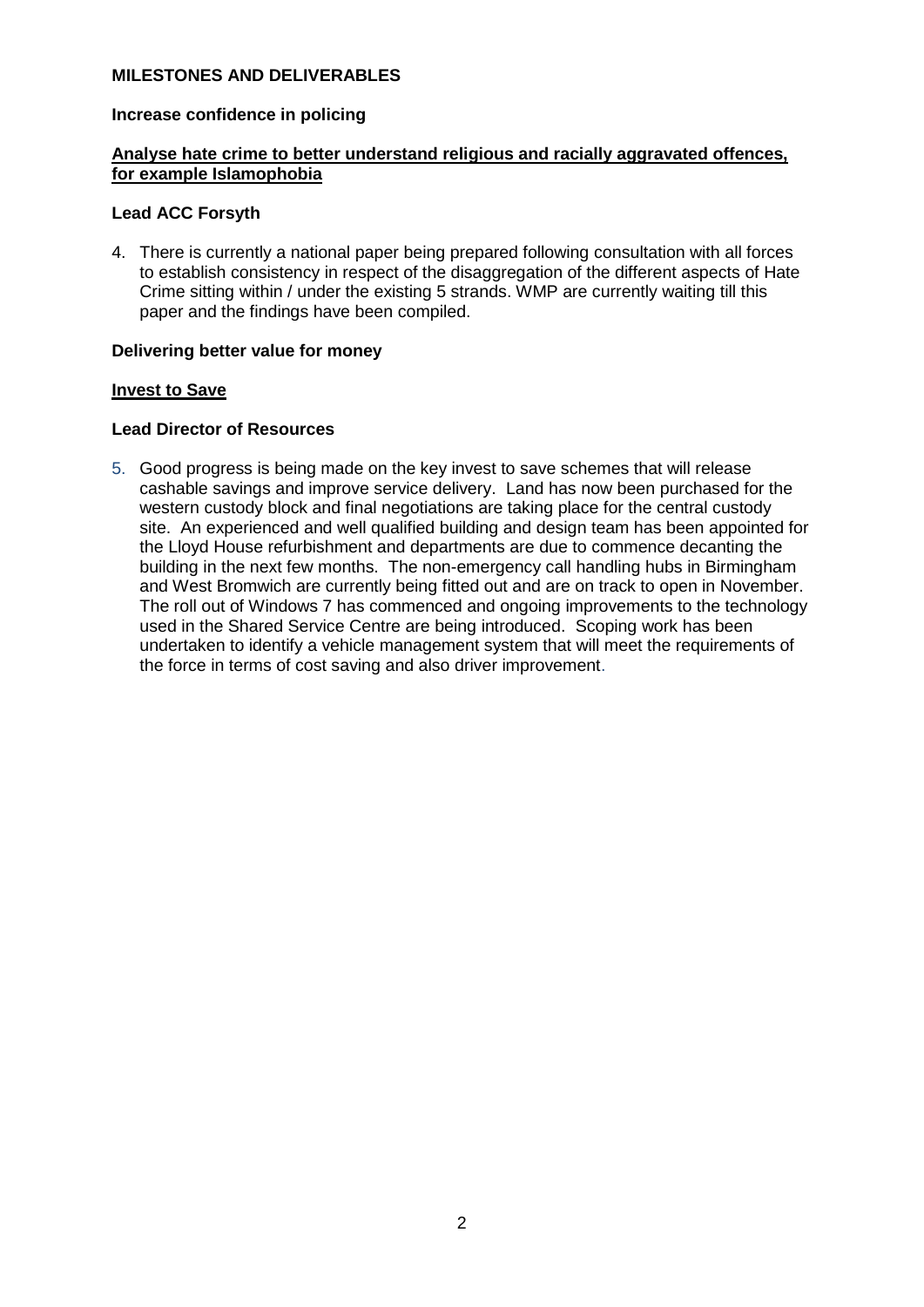**MILESTONES AND DELIVERABLES**

**Increase confidence in policing**

**<u>Analyse hate crime to better understand religious and racially aggravated offences, for example Islamophobia</u>**

**Lead ACC Forsyth**

4. There is currently a national paper being prepared following consultation with all forces to establish consistency in respect of the disaggregation of the different aspects of Hate Crime sitting within / under the existing 5 strands. WMP are currently waiting till this paper and the findings have been compiled.

**Delivering better value for money**

**<u>Invest to Save</u>**

**Lead Director of Resources**

5. Good progress is being made on the key invest to save schemes that will release cashable savings and improve service delivery. Land has now been purchased for the western custody block and final negotiations are taking place for the central custody site. An experienced and well qualified building and design team has been appointed for the Lloyd House refurbishment and departments are due to commence decanting the building in the next few months. The non-emergency call handling hubs in Birmingham and West Bromwich are currently being fitted out and are on track to open in November. The roll out of Windows 7 has commenced and ongoing improvements to the technology used in the Shared Service Centre are being introduced. Scoping work has been undertaken to identify a vehicle management system that will meet the requirements of the force in terms of cost saving and also driver improvement.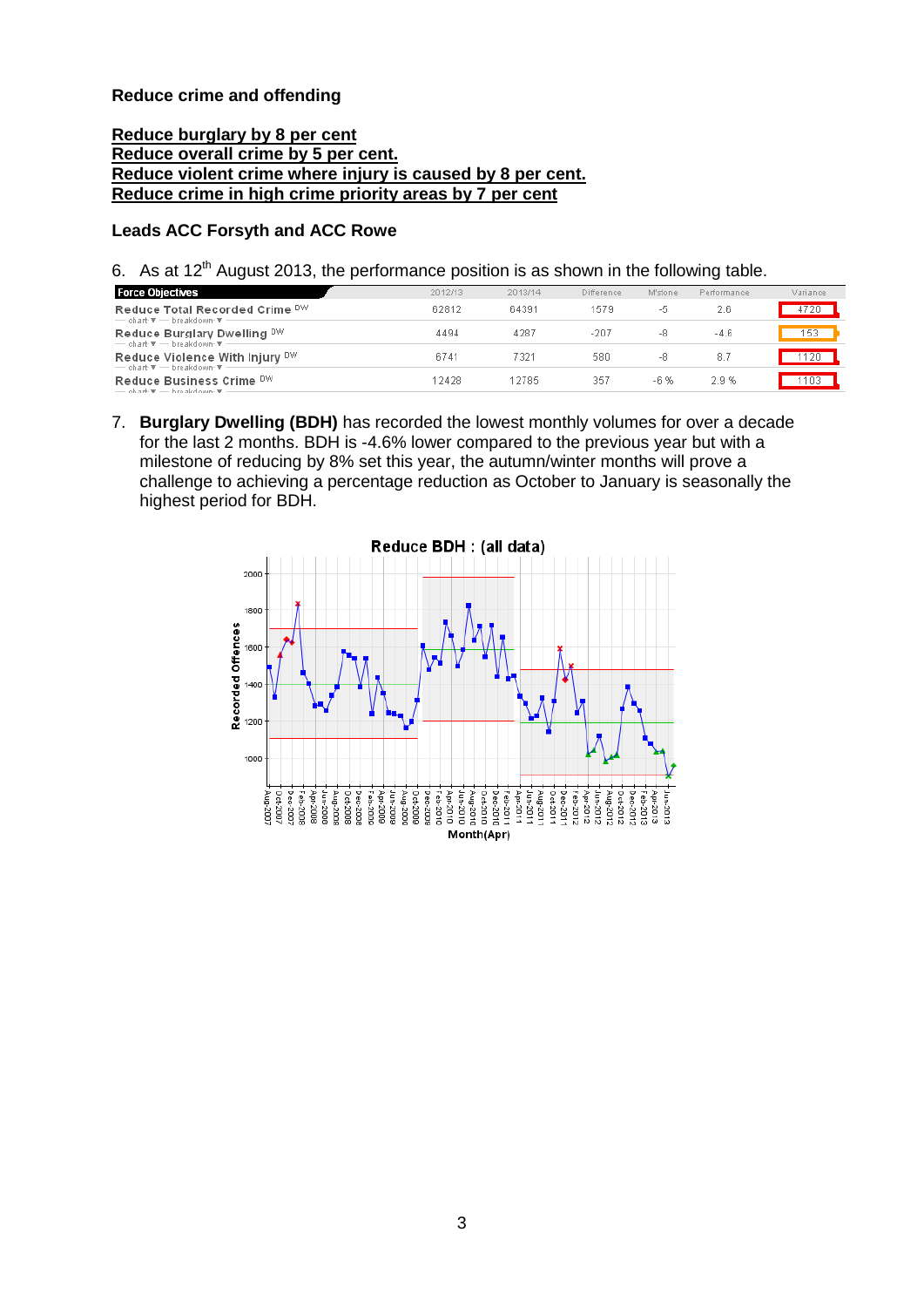**Reduce crime and offending**

**Reduce burglary by 8 per cent**
**Reduce overall crime by 5 per cent.**
**Reduce violent crime where injury is caused by 8 per cent.**
**Reduce crime in high crime priority areas by 7 per cent**

**Leads ACC Forsyth and ACC Rowe**

6. As at 12th August 2013, the performance position is as shown in the following table.

| Force Objectives | 2012/13 | 2013/14 | Difference | M'stone | Performance | Variance |
|---|---|---|---|---|---|---|
| Reduce Total Recorded Crime DW | 62812 | 64391 | 1579 | -5 | 2.6 | 4720 |
| Reduce Burglary Dwelling DW | 4494 | 4287 | -207 | -8 | -4.6 | 153 |
| Reduce Violence With Injury DW | 6741 | 7321 | 580 | -8 | 8.7 | 1120 |
| Reduce Business Crime DW | 12428 | 12785 | 357 | -6 % | 2.9 % | 1103 |

7. **Burglary Dwelling (BDH)** has recorded the lowest monthly volumes for over a decade for the last 2 months. BDH is -4.6% lower compared to the previous year but with a milestone of reducing by 8% set this year, the autumn/winter months will prove a challenge to achieving a percentage reduction as October to January is seasonally the highest period for BDH.

Reduce BDH : (all data)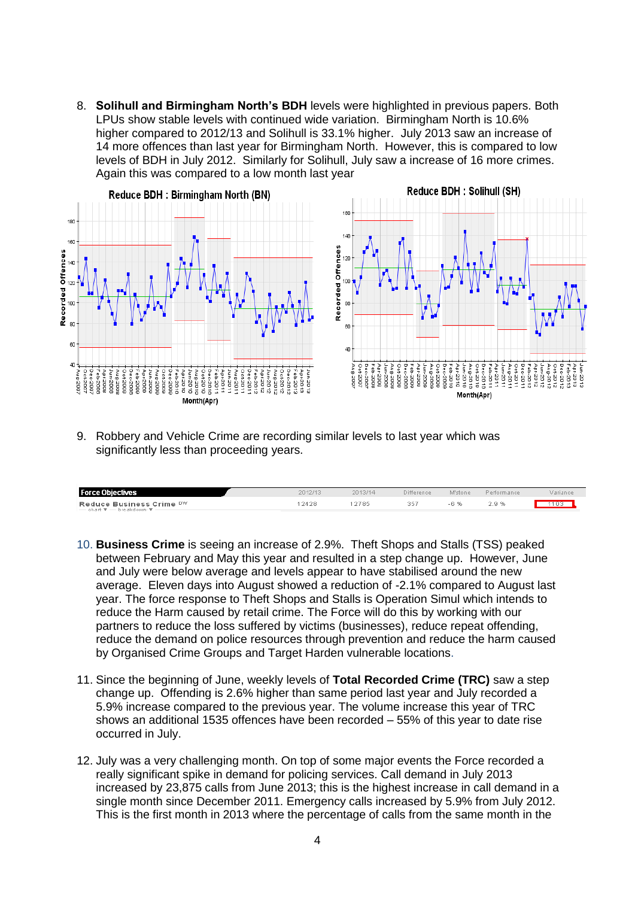8. **Solihull and Birmingham North's BDH** levels were highlighted in previous papers. Both LPUs show stable levels with continued wide variation. Birmingham North is 10.6% higher compared to 2012/13 and Solihull is 33.1% higher. July 2013 saw an increase of 14 more offences than last year for Birmingham North. However, this is compared to low levels of BDH in July 2012. Similarly for Solihull, July saw a increase of 16 more crimes. Again this was compared to a low month last year

Reduce BDH : Birmingham North (BN)

Reduce BDH : Solihull (SH)

9. Robbery and Vehicle Crime are recording similar levels to last year which was significantly less than proceeding years.

| Force Objectives | 2012/13 | 2013/14 | Difference | M'stone | Performance | Variance |
|---|---|---|---|---|---|---|
| Reduce Business Crime DW | 12428 | 12785 | 357 | -6 % | 2.9 % | 1103 |

10. **Business Crime** is seeing an increase of 2.9%. Theft Shops and Stalls (TSS) peaked between February and May this year and resulted in a step change up. However, June and July were below average and levels appear to have stabilised around the new average. Eleven days into August showed a reduction of -2.1% compared to August last year. The force response to Theft Shops and Stalls is Operation Simul which intends to reduce the Harm caused by retail crime. The Force will do this by working with our partners to reduce the loss suffered by victims (businesses), reduce repeat offending, reduce the demand on police resources through prevention and reduce the harm caused by Organised Crime Groups and Target Harden vulnerable locations.

11. Since the beginning of June, weekly levels of **Total Recorded Crime (TRC)** saw a step change up. Offending is 2.6% higher than same period last year and July recorded a 5.9% increase compared to the previous year. The volume increase this year of TRC shows an additional 1535 offences have been recorded – 55% of this year to date rise occurred in July.

12. July was a very challenging month. On top of some major events the Force recorded a really significant spike in demand for policing services. Call demand in July 2013 increased by 23,875 calls from June 2013; this is the highest increase in call demand in a single month since December 2011. Emergency calls increased by 5.9% from July 2012. This is the first month in 2013 where the percentage of calls from the same month in the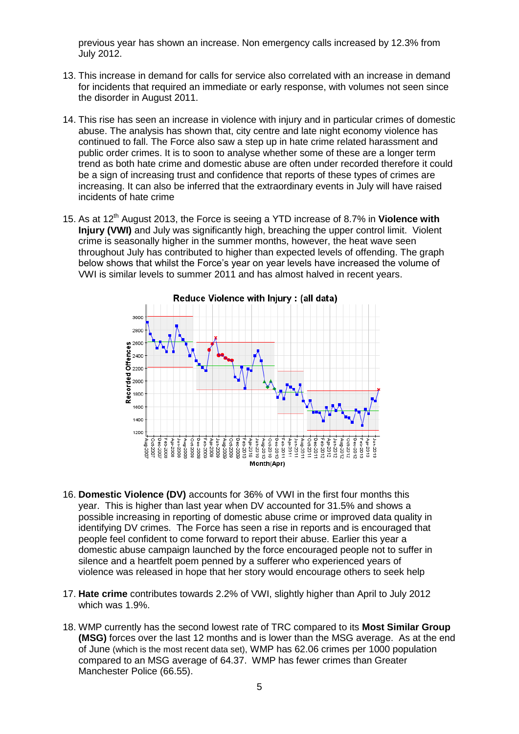previous year has shown an increase. Non emergency calls increased by 12.3% from July 2012.

13. This increase in demand for calls for service also correlated with an increase in demand for incidents that required an immediate or early response, with volumes not seen since the disorder in August 2011.

14. This rise has seen an increase in violence with injury and in particular crimes of domestic abuse. The analysis has shown that, city centre and late night economy violence has continued to fall. The Force also saw a step up in hate crime related harassment and public order crimes. It is to soon to analyse whether some of these are a longer term trend as both hate crime and domestic abuse are often under recorded therefore it could be a sign of increasing trust and confidence that reports of these types of crimes are increasing. It can also be inferred that the extraordinary events in July will have raised incidents of hate crime

15. As at 12th August 2013, the Force is seeing a YTD increase of 8.7% in **Violence with Injury (VWI)** and July was significantly high, breaching the upper control limit. Violent crime is seasonally higher in the summer months, however, the heat wave seen throughout July has contributed to higher than expected levels of offending. The graph below shows that whilst the Force's year on year levels have increased the volume of VWI is similar levels to summer 2011 and has almost halved in recent years.

16. **Domestic Violence (DV)** accounts for 36% of VWI in the first four months this year. This is higher than last year when DV accounted for 31.5% and shows a possible increasing in reporting of domestic abuse crime or improved data quality in identifying DV crimes. The Force has seen a rise in reports and is encouraged that people feel confident to come forward to report their abuse. Earlier this year a domestic abuse campaign launched by the force encouraged people not to suffer in silence and a heartfelt poem penned by a sufferer who experienced years of violence was released in hope that her story would encourage others to seek help

17. **Hate crime** contributes towards 2.2% of VWI, slightly higher than April to July 2012 which was 1.9%.

18. WMP currently has the second lowest rate of TRC compared to its **Most Similar Group (MSG)** forces over the last 12 months and is lower than the MSG average. As at the end of June (which is the most recent data set), WMP has 62.06 crimes per 1000 population compared to an MSG average of 64.37. WMP has fewer crimes than Greater Manchester Police (66.55).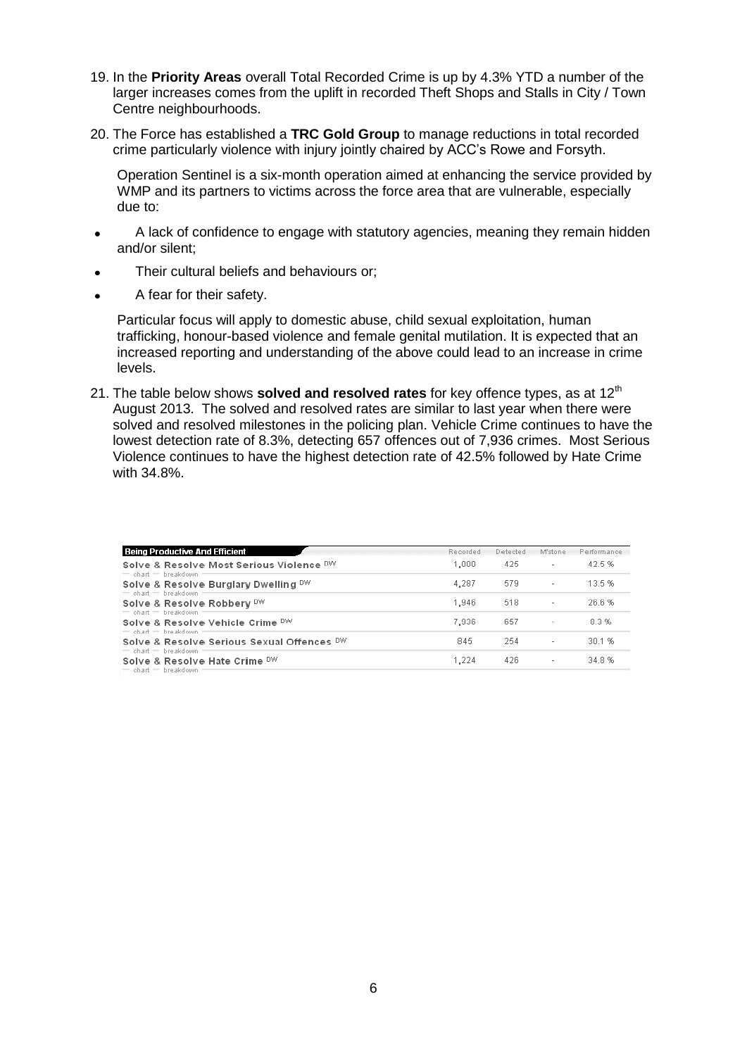19. In the **Priority Areas** overall Total Recorded Crime is up by 4.3% YTD a number of the larger increases comes from the uplift in recorded Theft Shops and Stalls in City / Town Centre neighbourhoods.

20. The Force has established a **TRC Gold Group** to manage reductions in total recorded crime particularly violence with injury jointly chaired by ACC's Rowe and Forsyth.

    Operation Sentinel is a six-month operation aimed at enhancing the service provided by WMP and its partners to victims across the force area that are vulnerable, especially due to:

- A lack of confidence to engage with statutory agencies, meaning they remain hidden and/or silent;
- Their cultural beliefs and behaviours or;
- A fear for their safety.

    Particular focus will apply to domestic abuse, child sexual exploitation, human trafficking, honour-based violence and female genital mutilation. It is expected that an increased reporting and understanding of the above could lead to an increase in crime levels.

21. The table below shows **solved and resolved rates** for key offence types, as at 12th August 2013. The solved and resolved rates are similar to last year when there were solved and resolved milestones in the policing plan. Vehicle Crime continues to have the lowest detection rate of 8.3%, detecting 657 offences out of 7,936 crimes. Most Serious Violence continues to have the highest detection rate of 42.5% followed by Hate Crime with 34.8%.

| Being Productive And Efficient | Recorded | Detected | M'stone | Performance |
|---|---|---|---|---|
| Solve & Resolve Most Serious Violence DW | 1,000 | 425 | - | 42.5 % |
| Solve & Resolve Burglary Dwelling DW | 4,287 | 579 | - | 13.5 % |
| Solve & Resolve Robbery DW | 1,946 | 518 | - | 26.6 % |
| Solve & Resolve Vehicle Crime DW | 7,936 | 657 | - | 8.3 % |
| Solve & Resolve Serious Sexual Offences DW | 845 | 254 | - | 30.1 % |
| Solve & Resolve Hate Crime DW | 1,224 | 426 | - | 34.8 % |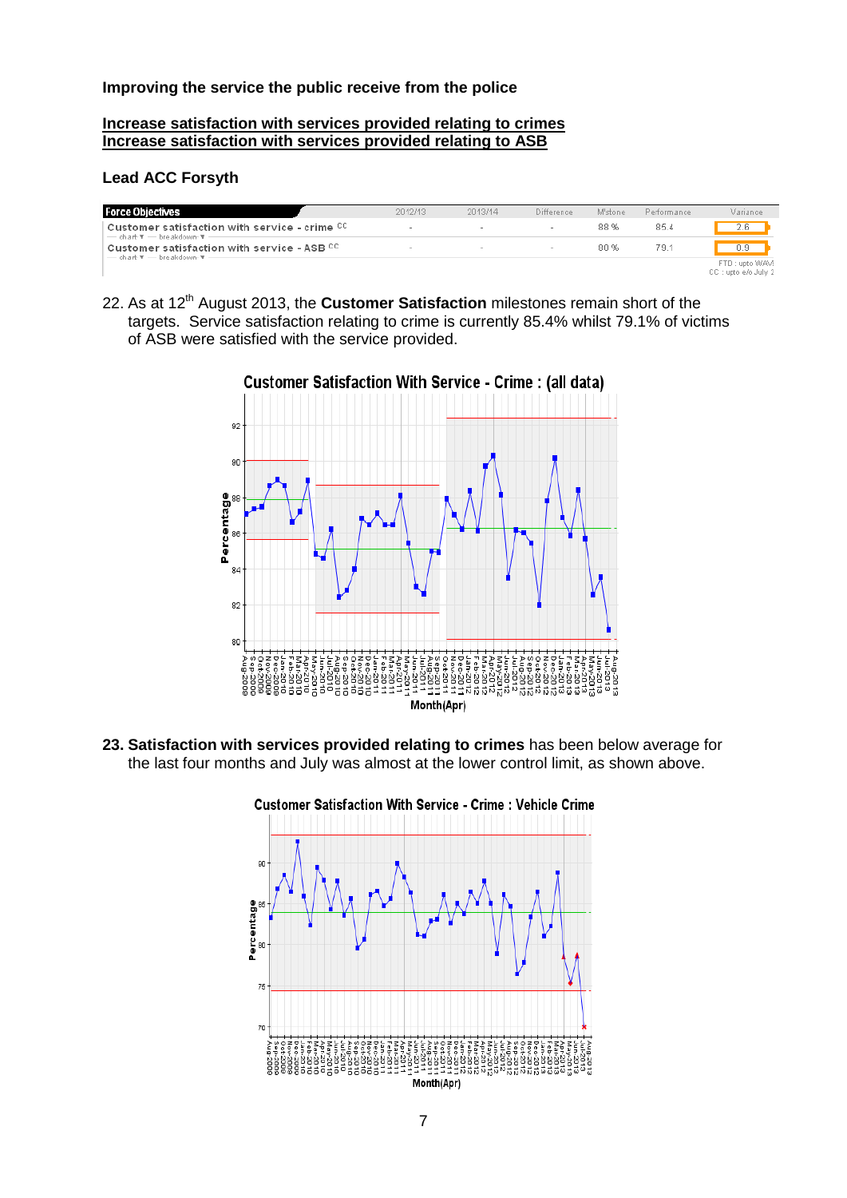**Improving the service the public receive from the police**

**Increase satisfaction with services provided relating to crimes**
**Increase satisfaction with services provided relating to ASB**

**Lead ACC Forsyth**

| Force Objectives | 2012/13 | 2013/14 | Difference | M'stone | Performance | Variance |
|---|---|---|---|---|---|---|
| Customer satisfaction with service - crime CC | - | - | - | 88 % | 85.4 | 2.6 |
| Customer satisfaction with service - ASB CC | - | - | - | 80 % | 79.1 | 0.9 |

FTD : upto WAVI
CC : upto e/o July 2

22. As at 12th August 2013, the **Customer Satisfaction** milestones remain short of the targets. Service satisfaction relating to crime is currently 85.4% whilst 79.1% of victims of ASB were satisfied with the service provided.

**Customer Satisfaction With Service - Crime : (all data)**

23. **Satisfaction with services provided relating to crimes** has been below average for the last four months and July was almost at the lower control limit, as shown above.

**Customer Satisfaction With Service - Crime : Vehicle Crime**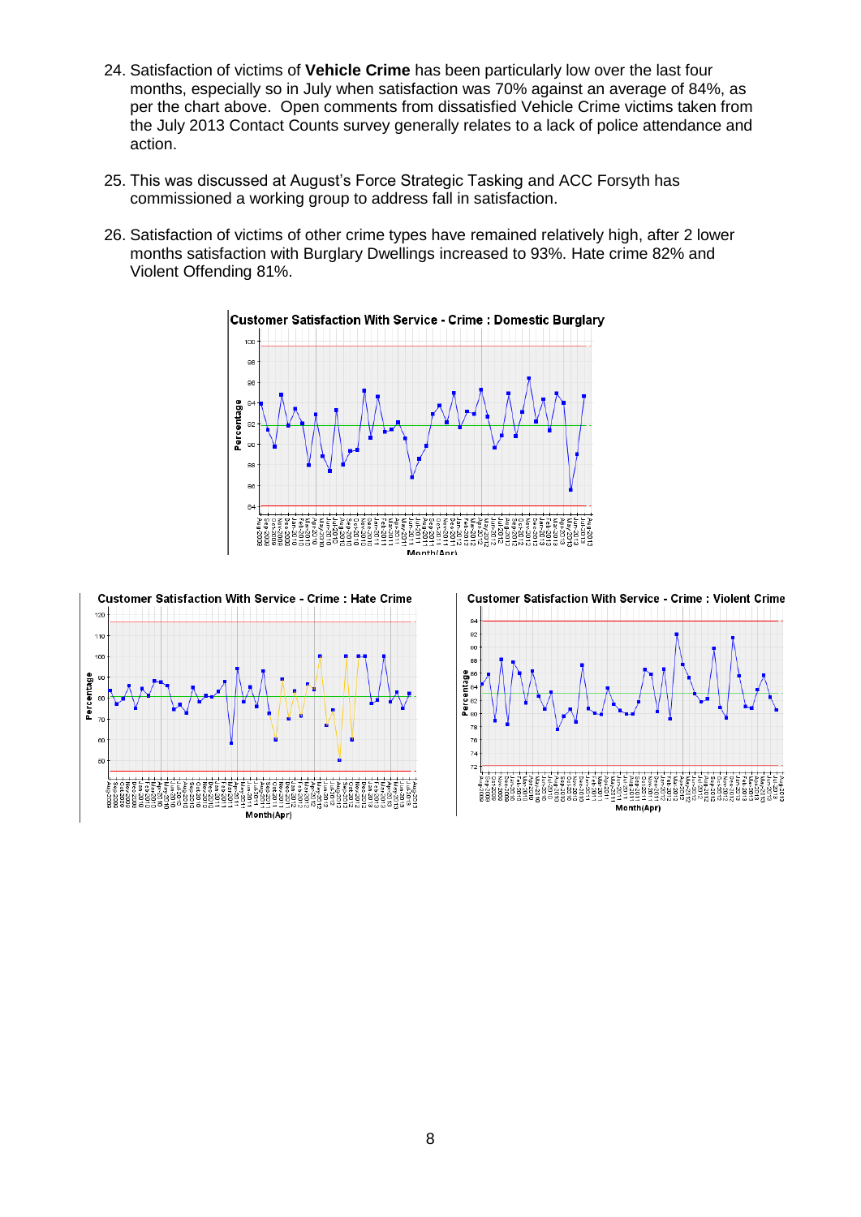24. Satisfaction of victims of **Vehicle Crime** has been particularly low over the last four months, especially so in July when satisfaction was 70% against an average of 84%, as per the chart above. Open comments from dissatisfied Vehicle Crime victims taken from the July 2013 Contact Counts survey generally relates to a lack of police attendance and action.

25. This was discussed at August's Force Strategic Tasking and ACC Forsyth has commissioned a working group to address fall in satisfaction.

26. Satisfaction of victims of other crime types have remained relatively high, after 2 lower months satisfaction with Burglary Dwellings increased to 93%. Hate crime 82% and Violent Offending 81%.

**Customer Satisfaction With Service - Crime : Domestic Burglary**

**Customer Satisfaction With Service - Crime : Hate Crime**

**Customer Satisfaction With Service - Crime : Violent Crime**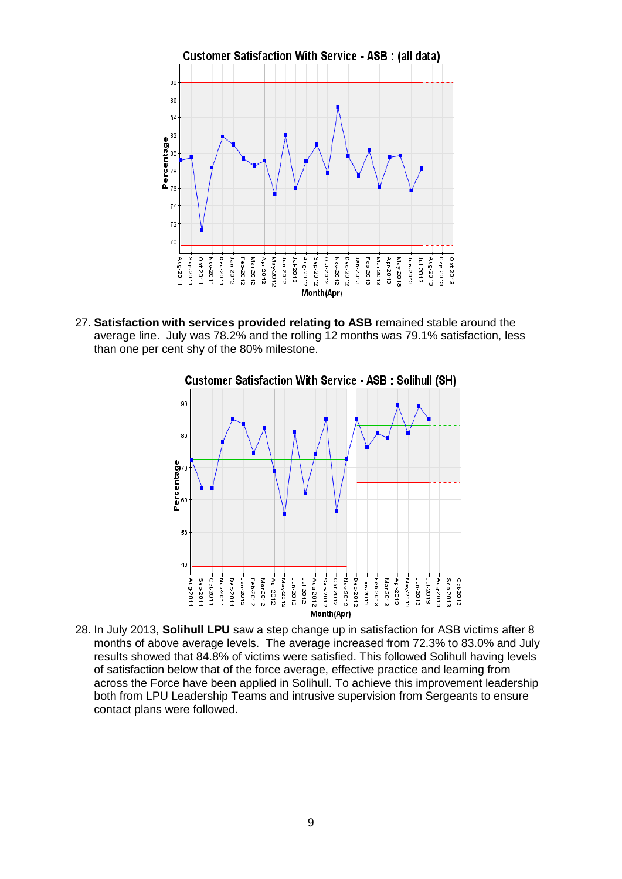Customer Satisfaction With Service - ASB : (all data)

27. **Satisfaction with services provided relating to ASB** remained stable around the average line. July was 78.2% and the rolling 12 months was 79.1% satisfaction, less than one per cent shy of the 80% milestone.

Customer Satisfaction With Service - ASB : Solihull (SH)

28. In July 2013, **Solihull LPU** saw a step change up in satisfaction for ASB victims after 8 months of above average levels. The average increased from 72.3% to 83.0% and July results showed that 84.8% of victims were satisfied. This followed Solihull having levels of satisfaction below that of the force average, effective practice and learning from across the Force have been applied in Solihull. To achieve this improvement leadership both from LPU Leadership Teams and intrusive supervision from Sergeants to ensure contact plans were followed.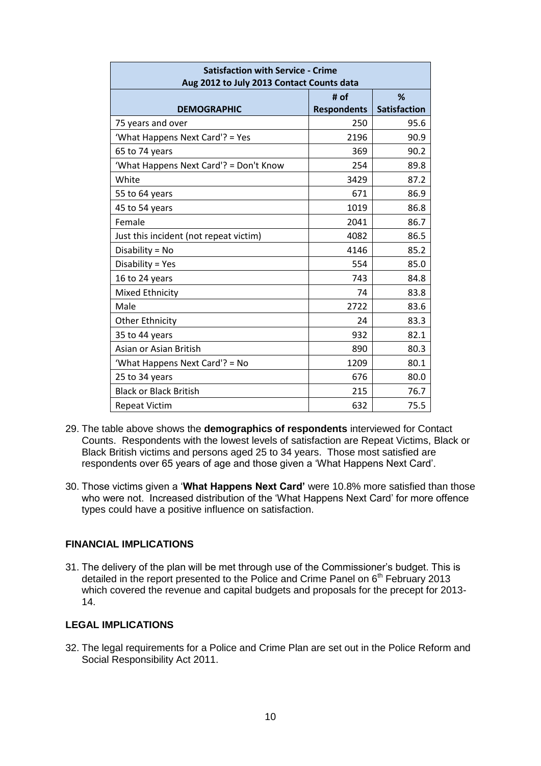| Satisfaction with Service - Crime<br>Aug 2012 to July 2013 Contact Counts data | | |
|---|---|---|
| **DEMOGRAPHIC** | **# of Respondents** | **% Satisfaction** |
| 75 years and over | 250 | 95.6 |
| 'What Happens Next Card'? = Yes | 2196 | 90.9 |
| 65 to 74 years | 369 | 90.2 |
| 'What Happens Next Card'? = Don't Know | 254 | 89.8 |
| White | 3429 | 87.2 |
| 55 to 64 years | 671 | 86.9 |
| 45 to 54 years | 1019 | 86.8 |
| Female | 2041 | 86.7 |
| Just this incident (not repeat victim) | 4082 | 86.5 |
| Disability = No | 4146 | 85.2 |
| Disability = Yes | 554 | 85.0 |
| 16 to 24 years | 743 | 84.8 |
| Mixed Ethnicity | 74 | 83.8 |
| Male | 2722 | 83.6 |
| Other Ethnicity | 24 | 83.3 |
| 35 to 44 years | 932 | 82.1 |
| Asian or Asian British | 890 | 80.3 |
| 'What Happens Next Card'? = No | 1209 | 80.1 |
| 25 to 34 years | 676 | 80.0 |
| Black or Black British | 215 | 76.7 |
| Repeat Victim | 632 | 75.5 |

29. The table above shows the **demographics of respondents** interviewed for Contact Counts. Respondents with the lowest levels of satisfaction are Repeat Victims, Black or Black British victims and persons aged 25 to 34 years. Those most satisfied are respondents over 65 years of age and those given a 'What Happens Next Card'.

30. Those victims given a '**What Happens Next Card'** were 10.8% more satisfied than those who were not. Increased distribution of the 'What Happens Next Card' for more offence types could have a positive influence on satisfaction.

### FINANCIAL IMPLICATIONS

31. The delivery of the plan will be met through use of the Commissioner's budget. This is detailed in the report presented to the Police and Crime Panel on 6th February 2013 which covered the revenue and capital budgets and proposals for the precept for 2013-14.

### LEGAL IMPLICATIONS

32. The legal requirements for a Police and Crime Plan are set out in the Police Reform and Social Responsibility Act 2011.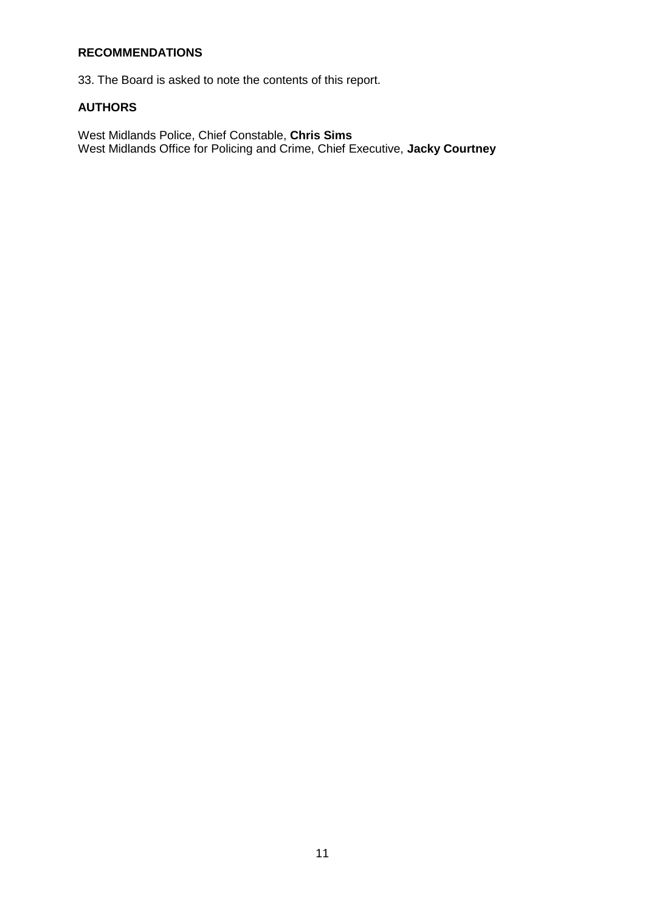**RECOMMENDATIONS**

33. The Board is asked to note the contents of this report.

**AUTHORS**

West Midlands Police, Chief Constable, **Chris Sims**
West Midlands Office for Policing and Crime, Chief Executive, **Jacky Courtney**